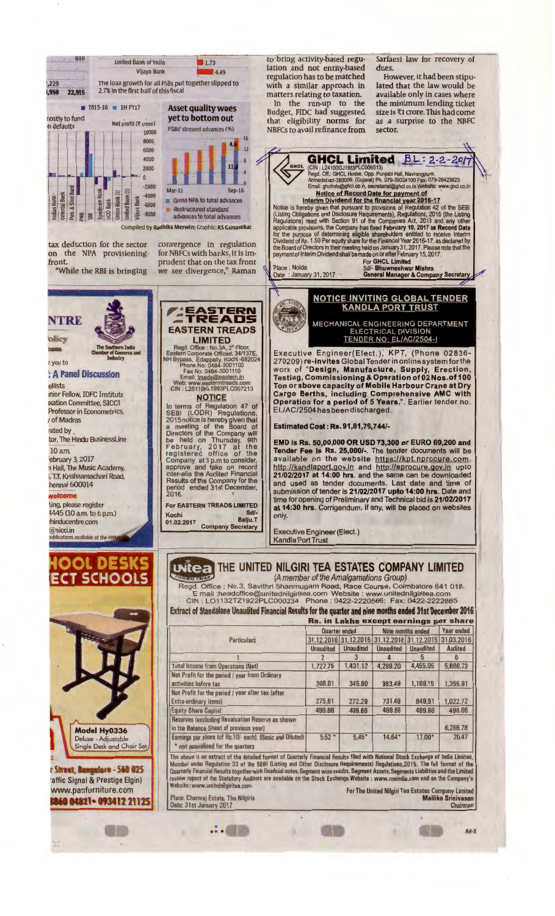United Bank of India 1.73

Vijaya Bank 4.49

The loan growth for all PSBs put together slipped to 2.7% in the first half of this fiscal

## Asset quality woes yet to bottom out

PSBs' stressed advances (%)

Net profit (₹ crore)

■ 2015-16 ■ 1H FY17

Mar-12 — Sep-16

Gross NPA to total advances

Restructured standard advances to total advances

Compiled by Radhika Merwin; Graphic: KS Gunasekar

tax deduction for the sector on the NPA provisioning front.

"While the RBI is bringing convergence in regulation for NBFCs with banks, it is imprudent that on the tax front we see divergence," Raman

to bring activity-based regulation and not entity-based regulation has to be matched with a similar approach in matters relating to taxation.

In the run-up to the Budget, FIDC had suggested that eligibility norms for NBFCs to avail refinance from Sarfaesi law for recovery of dues.

However, it had been stipulated that the law would be available only in cases where the minimum lending ticket size is ₹1 crore. This had come as a surprise to the NBFC sector.

## GHCL Limited

(CIN : L24100GJ1983PLC006513)

Regd. Off.: GHCL House, Opp. Punjabi Hall, Navrangpura, Ahmedabad-380009. (Gujarat) Ph. 079-39324100 Fax: 079-26423623

Email: ghclinfo@ghcl.co.in, secretarial@ghcl.co.in Website: www.ghcl.co.in

**Notice of Record Date for payment of Interim Dividend for the financial year 2016-17**

Notice is hereby given that pursuant to provisions of Regulation 42 of the SEBI (Listing Obligations and Disclosure Requirements), Regulations, 2015 (the Listing Regulations) read with Section 91 of the Companies Act, 2013 and any other applicable provisions, the Company has fixed **February 10, 2017** as **Record Date** for the purpose of determining eligible shareholders entitled to receive Interim Dividend of Rs. 1.50 Per equity share for the Financial Year 2016-17, as declared by the Board of Directors in their meeting held on January 31, 2017. Please note that the payment of Interim Dividend shall be made on or after February 15, 2017.

For GHCL Limited

Sd/- Bhuwneshwar Mishra

General Manager & Company Secretary

Place : Noida

Date : January 31, 2017

## The Southern India Chamber of Commerce and Industry

...e you to

## A Panel Discussion

...ellists

...nior Fellow, IDFC Institute

...cation Committee, SICCI

Professor in Econometrics, ...of Madras

...rated by ...tor, The Hindu BusinessLine

10 a.m.

...ebruary 3, 2017

...n Hall, The Music Academy, ...T.T. Krishnamachari Road, ...hennai 600014

**welcome**

...ting, please register ...4445 (10 a.m. to 6 p.m.) ...hinducentre.com ...@sicci.in

...ublications available at the venue

## EASTERN TREADS LIMITED

Regd. Office : No.3A, 3rd Floor, Eastern Corporate Offices, 34/137E, NH Bypass, Edappally, Kochi-682024

Phone No: 0484-3001100

Fax No: 0484-3001110

Email: treads@eastern.in

Web: www.easterntreads.com

CIN : L25119KL1993PLC007213

**NOTICE**

In terms of Regulation 47 of SEBI (LODR) Regulations, 2015 notice is hereby given that a meeting of the Board of Directors of the Company will be held on Thursday, 9th February, 2017 at the registered office of the Company at 3 p.m to consider, approve and take on record inter-alia the Audited Financial Results of the Company for the period ended 31st December, 2016.

For EASTERN TREADS LIMITED

Sd/-

Kochi — Baiju.T

01.02.2017 — Company Secretary

## NOTICE INVITING GLOBAL TENDER KANDLA PORT TRUST

MECHANICAL ENGINEERING DEPARTMENT

ELECTRICAL DIVISION

TENDER NO: EL/AC/2504-I

Executive Engineer(Elect.), KPT, (Phone 02836-270209) **re-invites** Global Tender in online system for the work of "**Design, Manufacture, Supply, Erection, Testing, Commissioning & Operation of 02 Nos. of 100 Ton or above capacity of Mobile Harbour Crane at Dry Cargo Berths, including Comprehensive AMC with Operation for a period of 5 Years.**". Earlier tender no. EL/AC/2504 has been discharged.

**Estimated Cost : Rs. 91,81,76,744/-**

**EMD is Rs. 50,00,000 OR USD 73,300 or EURO 69,200 and Tender Fee is Rs. 25,000/-.** The tender documents will be available on the website https://kpt.nprocure.com, http://kandlaport.gov.in and http://eprocure.gov.in upto **21/02/2017 at 14:00 hrs.** and the same can be downloaded and used as tender documents. Last date and time of submission of tender is **21/02/2017 upto 14:00 hrs.** Date and time for opening of Preliminary and Technical bid is **21/02/2017 at 14:30 hrs.** Corrigendum, if any, will be placed on websites only.

Executive Engineer (Elect.)

Kandla Port Trust

## ...HOOL DESKS ...ECT SCHOOLS

Model Hy0336

Deluxe - Adjustable Single Desk and Chair Set

...r Street, Bangalore - 560 025

...affic Signal & Prestige Elgin)

www.panfurniture.com

...8860 04821 • 093412 21125

## THE UNITED NILGIRI TEA ESTATES COMPANY LIMITED

*(A member of the Amalgamations Group)*

Regd. Office : No.3, Savithri Shanmugam Road, Race Course, Coimbatore 641 018.

E mail :headoffice@unitednilgiritea.com Website : www.unitednilgiritea.com

CIN : LO1132TZ1922PLC000234 Phone : 0422-2220566; Fax: 0422-2222865

**Extract of Standalone Unaudited Financial Results for the quarter and nine months ended 31st December 2016**

**Rs. in Lakhs except earnings per share**

| Particulars | Quarter ended | | Nine months ended | | Year ended |
|---|---|---|---|---|---|
| | 31.12.2016 | 31.12.2015 | 31.12.2016 | 31.12.2015 | 31.03.2016 |
| | Unaudited | Unaudited | Unaudited | Unaudited | Audited |
| 1 | 2 | 3 | 4 | 5 | 6 |
| Total Income from Operations (Net) | 1,727.75 | 1,431.12 | 4,299.20 | 4,455.05 | 5,666.73 |
| Net Profit for the period / year from Ordinary activities before tax | 368.01 | 345.90 | 983.49 | 1,109.15 | 1,355.91 |
| Net Profit for the period / year after tax (after Extra-ordinary items) | 275.61 | 272.29 | 731.49 | 849.51 | 1,022.72 |
| Equity Share Capital | 499.66 | 499.66 | 499.66 | 499.66 | 499.66 |
| Reserves (excluding Revaluation Reserve as shown in the Balance Sheet of previous year) | | | | | 6,266.78 |
| Earnings per share (of Rs.10/- each). (Basic and Diluted) | 5.52 * | 5.45* | 14.64* | 17.00* | 20.47 |

\* not annualised for the quarters

The above is an extract of the detailed format of Quarterly Financial Results filed with National Stock Exchange of India Limited, Mumbai under Regulation 33 of the SEBI (Listing and Other Disclosure Requirements) Regulations,2015. The full format of the Quarterly Financial Results together with financial notes, Segment wise results, Segment Assets, Segments Liabilities and the Limited review report of the Statutory Auditors are available on the Stock Exchange Website : www.nseindia.com and on the Company's Website: www.unitednilgiritea.com.

For The United Nilgiri Tea Estates Company Limited

Mallika Srinivasan

Chairman

Place: Chamraj Estate, The Nilgiris

Date: 31st January 2017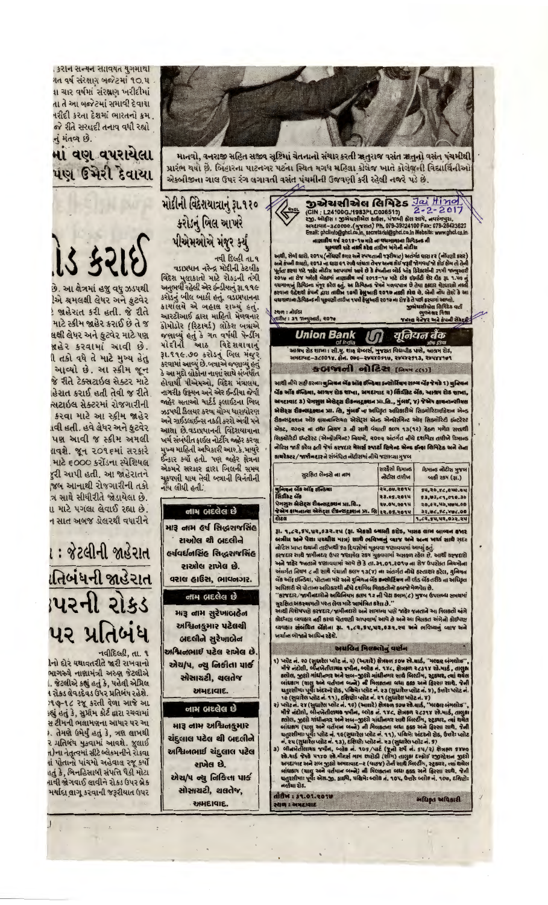...કરાર સન્માન સાંપ્રત યુગમાથી ...ગત વર્ષ સંરક્ષણ બજેટમાં ૧૦.૫ ...ચાર વર્ષમાં સંરક્ષણ ખરીદીમાં ...તા તે આ બજેટમાં સમાવી દેવાયા ...ખરીદી કરતા દેશમાં ભારતનો ક્રમ. ...જે રીતે સરહદી તનાવ વધી રહ્યો ...નું મંતવ્ય છે.

## ...માં વણ વપરાયેલા ...પણ ઉમેરી દેવાયા

## ...ડ કરાઈ

...છે. આ ક્ષેત્રમાં હજુ વધુ ઝડપથી ...એ શ્રમલક્ષી લેધર અને ફૂટવેર ...જાહેરાત કરી હતી. જે રીતે ...માટે સ્કીમ જાહેર કરાઈ છે તે જ ...લક્ષી લેધર અને ફૂટવેર માટે પણ ...જાહેર કરવામાં આવી છે. ...તકો વધે તે માટે મુખ્ય હેતુ ...આવ્યો છે. આ સ્કીમ જૂન ...જે રીતે ટેક્સટાઇલ સેક્ટર માટે ...હેરાત કરાઈ હતી તેવી જ રીતે ...સટાઇલ સેક્ટરમાં રોજગારીની ...કરવા માટે આ સ્કીમ જાહેર ...વી હતી. હવે લેધર અને ફૂટવેર ...પણ આવી જ સ્કીમ અમલી ...વાશે. જૂન ૨૦૧૬માં સરકારે ...માટે ૬૦૦૦ કરોડના સ્પેશિયલ ...રી આપી હતી. આ જાહેરાતને ...જબ આનાથી રોજગારીની તકો ...ત્ર સાથે સીધીરીતે જોડાયેલા છે. ...આ પગલા લેવાઈ રહ્યા છે. ...ન સાત અબજ ડોલરથી વધારીને

## ...: જેટલીની જાહેરાત ...તિબંધની જાહેરાત ...પરની રોકડ ...પર પ્રતિબંધ

નવીદિલ્હી, તા. ૧

...નો દોર યથાવતરીતે જારી રાખવાનો ...ભાગરૂપે નાણામંત્રી અરુણ જેટલીએ ...જેટલીએ કહ્યું હતું કે, પહેલી એપ્રિલ ...રોકડ લેવડદેવડ ઉપર પ્રતિબંધ રહેશે. ...૧૭-૧૮ રજૂ કરતી વેળા આજે આ ...કહ્યું હતું કે, સુપ્રીમ કોર્ટ દ્વારા રચવામાં ...સ ટીમની ભલામણના આધાર પર આ ...તેમણે ઉમેર્યું હતું કે, ત્રણ લાખથી ...ર પ્રતિબંધ મુકવામાં આવશે. જુલાઈ ...ના નેતૃત્વમાં સીટે બ્લેકમનીને રોકવા ...માં પોતાનો પાંચમો અહેવાલ રજૂ કર્યો ...હતું કે, બિનહિસાબી સંપત્તિ પૈકી મોટા ...ની જોગવાઈ લાવીને રોકડ ઉપર બ્રેક ...મર્યાદા લાગુ કરવાની જરૂરીયાત ઉપર

માનવો, વનરાજી સહિત સજીવ સૃષ્ટિમાં ચેતનાનો સંચાર કરતી ઋતુરાજ વસંત ઋતુનો વસંત પંચમીથી પ્રારંભ થયો છે. બિહારના પાટનગર પટના સ્થિત મગધ મહિલા કોલેજ ખાતે કોલેજની વિદ્યાર્થિનીઓ એકબીજાના ગાલ ઉપર રંગ લગાવતી વસંત પંચમીની ઉજવણી કરી રહેલી નજરે પડે છે.

## મોદીની વિદેશયાત્રાનું રૂા.૧૨૦ કરોડનું બિલ આખરે પીએમઓએ મંજુર કર્યું

નવી દિલ્હી તા.૧

વડાપ્રધાન નરેન્દ્ર મોદીની કેટલીક વિદેશ મુલાકાતો માટે રોકડની તંગી અનુભવી રહેલી એર ઇન્ડીયાનું રૂા.૧૧૯ કરોડનું બીલ બાકી હતું. વડાપ્રધાનના કાર્યાલયે એ બહાલ રાખ્યું હતું. આરટીઆઈ દ્વારા માહિતી મેળવનાર કોમોડોર (રિટાયર્ડ) લોકેશ બત્રાએ જણાવ્યું હતું કે ગત વર્ષથી પેન્ડીંગ મોદીની આઠ વિદેશયાત્રાનું રૂા.૧૧૯.૭૦ કરોડનું બિલ મંજુર કરવામાં આવ્યું છે. બત્રાએ જણાવ્યું હતું કે આ મુદ્દો લોકોના નાણાં સાથે સંબંધીત હોવાથી પીએમઓ, વિદેશ મંત્રાલય, નાગરીક ઉડ્ડયન અને એર ઈન્ડીયા જેવી જાહેર સત્તાઓ ચાર્ટર્ડ ફ્લાઈટના બિલ ઝડપથી ક્લિયર કરવા યોગ્ય ધારાધોરણ અને ગાઈડલાઈન્સ નક્કી કરશે એવી મને આશા છે. વડાપ્રધાનની વિદેશયાત્રાના ખર્ચ સંબંધીત ફાઈલ નોટીંગ જાહેર કરવા મુખ્ય માહિતી અધિકારી આર.કે.માથુરે ઈન્કાર કર્યો હતો. પણ જાહેર ક્ષેત્રના એકમને સરકાર દ્વારા બિલની સમય ચૂકવણી થાય તેવી બત્રાની વિનંતીની નોંધ લીધી હતી.

### નામ બદલેલ છે

મારૂ નામ હર્ષ સિદ્ધરાજસિંહ રાઓલ થી બદલીને હર્ષવર્ધનસિંહ સિદ્ધરાજસિંહ રાઓલ રાખેલ છે.

વરાહ હાઉસ, ભાવનગર.

### નામ બદલેલ છે

મારૂ નામ સુરેખાબહેન અશ્વિનકુમાર પટેલથી બદલીને સુરેખાબેન અશ્વિનભાઈ પટેલ રાખેલ છે.

એચ/પ, ન્યુ નિકીતા પાર્ક સોસાયટી, થલતેજ અમદાવાદ.

### નામ બદલેલ છે

મારૂ નામ અશ્વિનકુમાર ચંદુલાલ પટેલ થી બદલીને અશ્વિનભાઈ ચંદુલાલ પટેલ રાખેલ છે.

એચ/પ ન્યુ નિકિતા પાર્ક સોસાયટી, થલતેજ, અમદાવાદ.

## જીએચસીએલ લિમિટેડ

Jai Hind 2-2-2017

(CIN : L24100GJ1983PLC006513)

રજી. ઓફીસ : જીએચસીએલ હાઉસ, પંજાબી હોલ સામે, નવરંગપુરા, અમદાવાદ-૩૮૦૦૦૯.(ગુજરાત) Ph. 079-39324100 Fax: 079-26423623
Email: ghclinfo@ghcl.co.in, secretarial@ghcl.co.in Website: www.ghcl.co.in

નાણાકીય વર્ષ ૨૦૧૬-૧૭ માટે ના વચગાળાના ડિવિડન્ડ ની ચૂકવણી માટે નક્કી કરેલ તારીખ અંગેની નોટીસ

આથી, સેબી ધારો, ૨૦૧૫(નોંધણી ફરજ અને સ્પષ્ટતાની જરૂરીયાત) અંતર્ગત ધારા ૪૨ (નોંધણી ફરજ) અને કંપની કાયદો, ૨૦૧૩ ના ધારા ૯૧ સાથે વાંચતા તેમજ અન્ય કોઈ જરૂરી જોગવાઈઓ કોઈ ક્ષેમ તે તેની પૂર્ણતા પ્રમાણે જાહેર નોટીસ આપવામાં આવે છે કે કંપનીના બોર્ડ ઓફ ડિરેક્ટર્સની ૩૧મી જાન્યુઆરી ૨૦૧૭ ના રોજ મળેલી બેઠકમાં નાણાકીય વર્ષ ૨૦૧૬-૧૭ માટે દરેક ઇક્વિટી શેર દીઠ રૂા. ૧.૫૦ નું વચગાળાનું ડિવિડન્ડ મંજૂર કરેલ હતું. આ ડિવિડન્ડ જેમને ચૂકવવાપાત્ર છે તેવા હકદાર શેરધારકો નક્કી કરવાના ઉદ્દેશથી કંપની દ્વારા તારીખ ૧૦મી ફેબ્રુઆરી ૨૦૧૭ નક્કી કરેલ છે. એની નોંધ લેશો કે આ વચગાળાના ડિવિડન્ડની ચૂકવણી તારીખ ૨૫મી ફેબ્રુઆરી ૨૦૧૭ ના રોજ કે તે પછી કરવામાં આવશે.

જીએચસીએલ લિમિટેડ વતી
ભુવનેશ્વર મિશ્રા
જનરલ મેનેજર અને કંપની સેક્રેટરી

સ્થળ : નોઈડા
તારીખ : ૩૧ જાન્યુઆરી, ૨૦૧૭

## Union Bank of India યૂનિયન બૅંક ઑફ ઇંડિયા

આશ્રમ રોડ શાખા : સી.યુ. શાહ ચેમ્બર્સ, ગુજરાત વિદ્યાપીઠ પાસે, આશ્રમ રોડ, અમદાવાદ-૩૮૦૦૧૪. ફોન. ૦૭૯-૨૭૫૪૦૫૧૫, ૨૭૫૪૨૯૧૩, ૨૭૫૪૪૧૬૧

### કબજાની નોટિસ [નિયમ ૮(૧)]

આથી નીચે સહી કરનાર યુનિયન બૅંક ઑફ ઇન્ડિયા કન્સોર્ટિયમ સભ્ય બૅંક જેમકે ૧) યુનિયન બૅંક ઑફ ઇન્ડિયા, આશ્રમ રોડ શાખા, અમદાવાદ ૨) સિંડીકેટ બૅંક, આશ્રમ રોડ શાખા, અમદાવાદ ૩) પેગાસુસ એસેટ્સ રીકન્સ્ટ્રક્શન પ્રા.લિ., મુંબઈ, ૪) જેએમ ફાયનાન્સીયલ એસેટ્સ રીકન્સ્ટ્રક્શન પ્રા. લિ, મુંબઈ ના અધિકૃત અધિકારીએ સિક્યુરિટાઇઝેશન એન્ડ રીકન્સ્ટ્રક્શન ઑફ ફાયનાન્સિયલ એસેટ્સ એન્ડ એન્ફોર્સમેન્ટ ઑફ સિક્યુરિટી ઇન્ટરેસ્ટ એક્ટ, ૨૦૦૨ ના તથા નિયમ ૩ ની સાથે વંચાતી કલમ ૧૩(૧૨) હેઠળ મળેલ સત્તાથી સિક્યુરિટી ઇન્ટરેસ્ટ (એન્ફોર્સમેન્ટ) નિયમો, ૨૦૦૨ અંતર્ગત નીચે દર્શાવેલ તારીખે ડિમાન્ડ નોટિસ જારી કરેલ હતી જેમાં કરજદાર મેસર્સ સ્પાર્ક સ્ટ્રીમ્ડ એન્ડ ડેન્ઝા લિમિટેડ અને તેના કામદારો /જામીનદાર ને સંબંધિત નોટીસમાં નીચે જણાવ્યા મુજબ

| સુરક્ષિત લેનદારો ના નામ | સરફૅસી ડિમાન્ડ નોટીસ તારીખ | ડિમાન્ડ નોટીસ મુજબ બાકી રકમ (રૂા.) |
|---|---|---|
| યુનિયન બૅંક ઑફ ઇન્ડિયા | ૨૨.૦૪.૨૦૧૫ | ૬૫,૨૦,૯૮,૯૫૦.૯૫ |
| સિંડીકેટ બૅંક | ૨૩.૦૬.૨૦૧૫ | ૬૬,૭૩,૮૧,૪૧૯.૩૦ |
| પેગાસુસ એસેટ્સ રીકન્સ્ટ્રક્શન પ્રા.લિ., | ૨૫.૦૫.૨૦૧૫ | ૨૦,૬૨,૫૭,૫૭૫.૦૦ |
| જેએમ ફાયનાન્સ એસેટ્સ રીકન્સ્ટ્રક્શન પ્રા. લિ | ૨૯.૦૬.૨૦૧૫ | ૩૨,૪૯,૭૯,૫૭૯.૦૦ |
| ટોટલ | | ૧,૮૨,૬૫,૫૧,૬૩૨.૨૫ |

રૂા. ૧,૮૨,૬૫,૫૧,૬૩૨.૨૫ (રૂા. એકસો બ્યાસી કરોડ, પાસઠ લાખ આવન હજાર બત્રીસ અને પૈસા પચ્ચીસ માત્ર) સાથે ભવિષ્યનું વ્યાજ અને અન્ય ખર્ચ સાથે સદર નોટિસ પ્રાપ્ત થયાની તારીખથી ૬૦ દિવસોમાં ચૂકવવા જણાવવામાં આવ્યું હતું.

કરજદાર સાથે જામીનદાર ઉપર જણાવેલ રકમ ચુકવવામાં અસફળ રહેલ છે. આથી કરજદારો અને જાહેર જનતાને જણાવવામાં આવે છે કે તા.૩૧.૦૧.૨૦૧૭ ના રોજ ઉપરોક્ત નિયમોના અંતર્ગત નિયમ ૮ ની સાથે વંચાતી કલમ ૧૩(૪) ના અંતર્ગત નીચે હસ્તાક્ષર કરેલ, યુનિયન બૅંક ઑફ ઇન્ડિયા, પોતાના માટે અને યુનિયન બૅંક કન્સોર્ટિયમ ની લીડ બૅંક તરીકે ના અધિકૃત અધિકારી એ પોતાના અધિકારથી નીચે દર્શાવેલ મિલકતોનો કબજો મેળવેલ છે.

"કરજદાર/જામીનદારોને અધિનિયમ કલમ ૧૩ ની પેટા કલમ(૮) મુજબ ઉપલબ્ધ સમયમાં સુરક્ષિત અસ્કયામતો પરત લેવા માટે આમંત્રિત કરેલ છે."

આથી વિશેષપણે કરજદાર/જામીનદારો અને સામાન્ય પણે જાહેર જનતાને આ મિલકતો અંગે કોઈપણ વ્યવહાર નહીં કરવા ચેતવણી આપવામાં આવે છે અને આ મિલકત અંગેનો કોઈપણ વ્યવહાર સંબંધિત બેંકોના રૂા. ૧,૮૨,૬૫,૫૧,૬૩૨.૨૫ અને ભવિષ્યનું વ્યાજ અને ખર્ચાના બોજાને આધિન રહેશે.

### સ્થાવર મિલકતોનું વર્ણન

1) પ્લોટ નં. ૨૦ (સુધારેલ પ્લોટ નં. ૧) (આશરે) ક્ષેત્રફળ ૩૦૪ સ્કે.યાર્ડ, "મલ્હાર બંગલોઝ", મોજે નંદોલી, બીનખેતીલાયક જમીન, બ્લોક નં. ૧૪૮, ક્ષેત્રફળ ૨૮૩૧૧ સ્કે.યાર્ડ, તાલુકા દહેગામ, જીલ્લો ગાંધીનગર અને સબ-જીલ્લો ગાંધીનગર સાથે બિલ્ટીંગ, સ્ટ્રક્ચર, ત્યાં થયેલ બાંધકામ (હાલ અને વર્તમાન બન્ને) ની મિલકતના બધા હક્ક અને હિસ્સા સાથે. જેની ચતુરસીમા પૂર્વે: અંદરનો રોડ, પશ્ચિમે: પ્લોટ નં. ૨૩ (સુધારેલ પ્લોટ નં. ૪), ઉત્તરે: પ્લોટ નં. ૧૯ (સુધારેલ પ્લોટ નં. ૧૧), દક્ષિણે: પ્લોટ નં. ૨૧ (સુધારેલ પ્લોટ નં. ૪)

2) પ્લોટ નં. ૨૪ (સુધારેલ પ્લોટ નં. ૧૦) (આશરે) ક્ષેત્રફળ ૩૦૪ સ્કે.યાર્ડ, "મલ્હાર બંગલોઝ", મોજે નંદોલી, બીનખેતીલાયક જમીન, બ્લોક નં. ૧૪૮, ક્ષેત્રફળ ૨૮૩૧૧ સ્કે.યાર્ડ, તાલુકા દહેગામ, જીલ્લો ગાંધીનગર અને સબ-જીલ્લો ગાંધીનગર સાથે બિલ્ટીંગ, સ્ટ્રક્ચર, ત્યાં થયેલ બાંધકામ (હાલ અને વર્તમાન બન્ને) ની મિલકતના બધા હક્ક અને હિસ્સા સાથે. જેની ચતુરસીમા પૂર્વે: પ્લોટ નં. ૧૯(સુધારેલ પ્લોટ નં. ૧૧), પશ્ચિમે: અંદરનો રોડ, ઉત્તરે: પ્લોટ નં. ૨૫(સુધારેલ પ્લોટ નં. ૧૩), દક્ષિણે: પ્લોટ નં. ૨૩(સુધારેલ પ્લોટ નં. ૭)

3) બીનખેતીલાયક જમીન, બ્લોક નં. ૧૦૧/પાર્ટ (જૂનો સર્વે નં. ૬૫/૨) ક્ષેત્રફળ ૬૪૪૦ સ્કે.યાર્ડ જેને ૫૩૨૦ સ્કે.મીટર્સ માં ભાગેલી (સીમ) તાલુકા દસ્ક્રોઈ રજીસ્ટ્રેશન જીલ્લો અમદાવાદ અને સબ જીલ્લો અમદાવાદ-૨ (વાડજ) તેની સાથે બિલ્ટીંગ, સ્ટ્રક્ચર, ત્યાં થયેલ બાંધકામ (હાલ અને વર્તમાન બન્ને) ની મિલકતના બધા હક્ક અને હિસ્સા સાથે. જેની ચતુરસીમા પૂર્વે: એસ.જી. હાઈવે, પશ્ચિમે: બ્લોક નં. ૧૦૫, ઉત્તરે: બ્લોક નં. ૧૦૯, દક્ષિણે: નહીંયા રોડ.

તારીખ : ૩૧.૦૧.૨૦૧૭
સ્થળ : અમદાવાદ

અધિકૃત અધિકારી